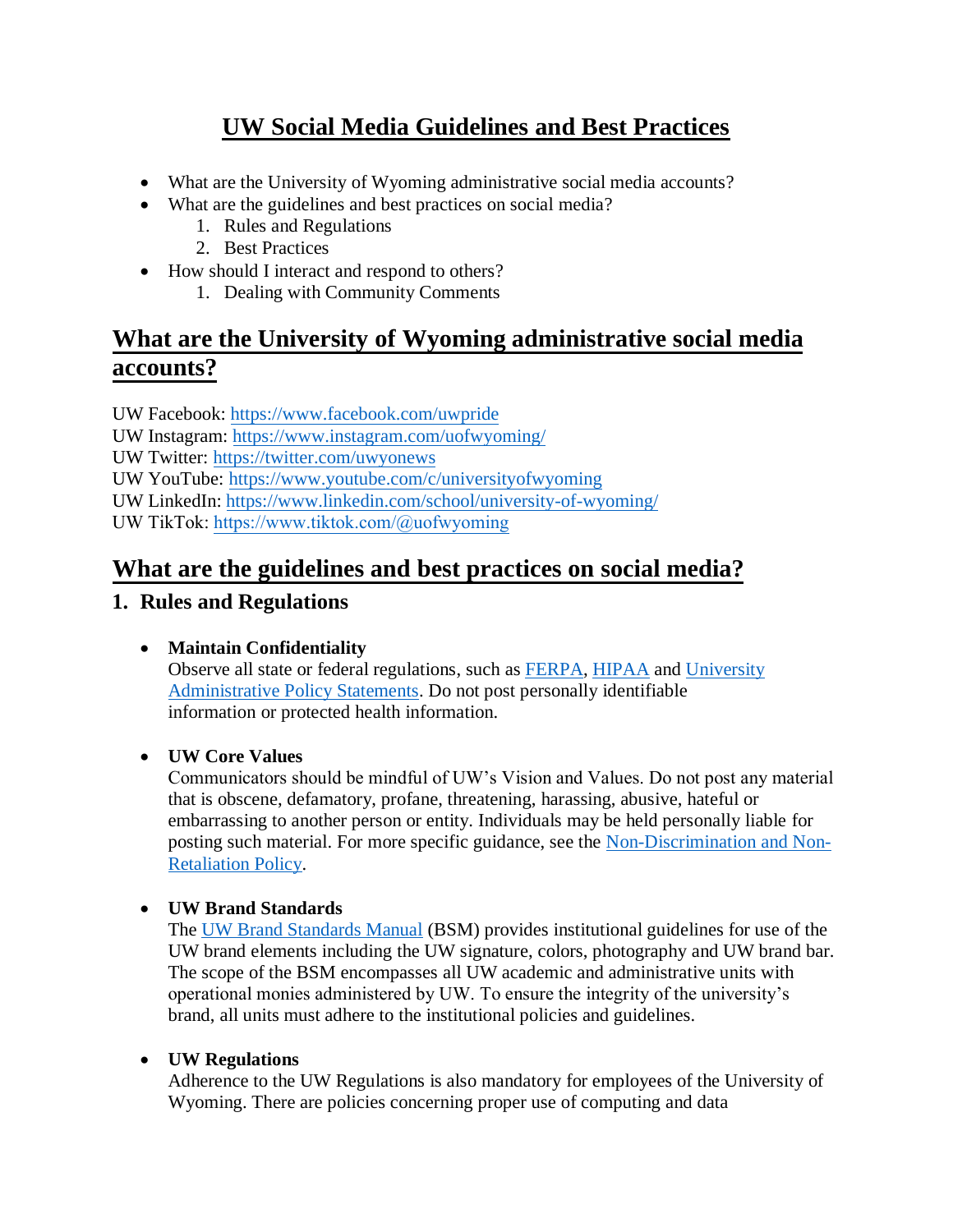# UW Social Media Guidelines and Best Practices

- What are the University of Wyoming administrative social media accounts?
- What are the guidelines and best practices on social media?
    1. Rules and Regulations
    2. Best Practices
- How should I interact and respond to others?
    1. Dealing with Community Comments

## What are the University of Wyoming administrative social media accounts?

UW Facebook: https://www.facebook.com/uwpride
UW Instagram: https://www.instagram.com/uofwyoming/
UW Twitter: https://twitter.com/uwyonews
UW YouTube: https://www.youtube.com/c/universityofwyoming
UW LinkedIn: https://www.linkedin.com/school/university-of-wyoming/
UW TikTok: https://www.tiktok.com/@uofwyoming

## What are the guidelines and best practices on social media?

### 1. Rules and Regulations

- **Maintain Confidentiality**
  Observe all state or federal regulations, such as FERPA, HIPAA and University Administrative Policy Statements. Do not post personally identifiable information or protected health information.

- **UW Core Values**
  Communicators should be mindful of UW's Vision and Values. Do not post any material that is obscene, defamatory, profane, threatening, harassing, abusive, hateful or embarrassing to another person or entity. Individuals may be held personally liable for posting such material. For more specific guidance, see the Non-Discrimination and Non-Retaliation Policy.

- **UW Brand Standards**
  The UW Brand Standards Manual (BSM) provides institutional guidelines for use of the UW brand elements including the UW signature, colors, photography and UW brand bar. The scope of the BSM encompasses all UW academic and administrative units with operational monies administered by UW. To ensure the integrity of the university's brand, all units must adhere to the institutional policies and guidelines.

- **UW Regulations**
  Adherence to the UW Regulations is also mandatory for employees of the University of Wyoming. There are policies concerning proper use of computing and data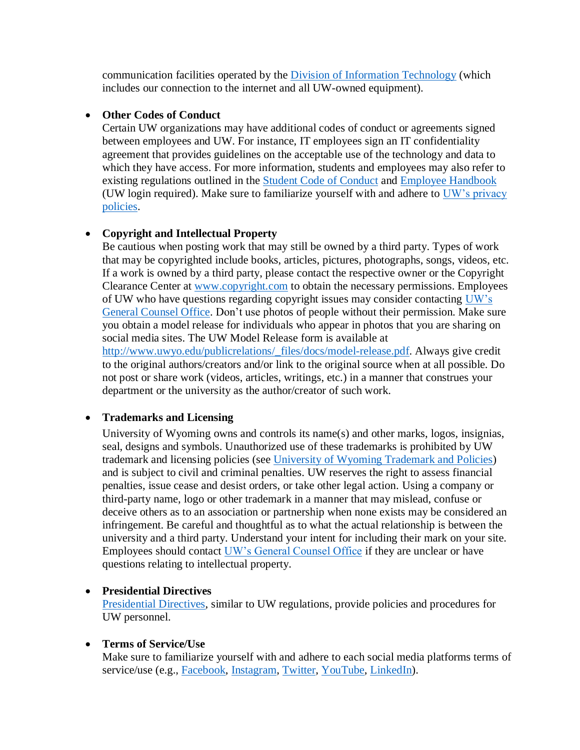communication facilities operated by the Division of Information Technology (which includes our connection to the internet and all UW-owned equipment).

- **Other Codes of Conduct**
  Certain UW organizations may have additional codes of conduct or agreements signed between employees and UW. For instance, IT employees sign an IT confidentiality agreement that provides guidelines on the acceptable use of the technology and data to which they have access. For more information, students and employees may also refer to existing regulations outlined in the Student Code of Conduct and Employee Handbook (UW login required). Make sure to familiarize yourself with and adhere to UW's privacy policies.

- **Copyright and Intellectual Property**
  Be cautious when posting work that may still be owned by a third party. Types of work that may be copyrighted include books, articles, pictures, photographs, songs, videos, etc. If a work is owned by a third party, please contact the respective owner or the Copyright Clearance Center at www.copyright.com to obtain the necessary permissions. Employees of UW who have questions regarding copyright issues may consider contacting UW's General Counsel Office. Don't use photos of people without their permission. Make sure you obtain a model release for individuals who appear in photos that you are sharing on social media sites. The UW Model Release form is available at http://www.uwyo.edu/publicrelations/_files/docs/model-release.pdf. Always give credit to the original authors/creators and/or link to the original source when at all possible. Do not post or share work (videos, articles, writings, etc.) in a manner that construes your department or the university as the author/creator of such work.

- **Trademarks and Licensing**
  University of Wyoming owns and controls its name(s) and other marks, logos, insignias, seal, designs and symbols. Unauthorized use of these trademarks is prohibited by UW trademark and licensing policies (see University of Wyoming Trademark and Policies) and is subject to civil and criminal penalties. UW reserves the right to assess financial penalties, issue cease and desist orders, or take other legal action. Using a company or third-party name, logo or other trademark in a manner that may mislead, confuse or deceive others as to an association or partnership when none exists may be considered an infringement. Be careful and thoughtful as to what the actual relationship is between the university and a third party. Understand your intent for including their mark on your site. Employees should contact UW's General Counsel Office if they are unclear or have questions relating to intellectual property.

- **Presidential Directives**
  Presidential Directives, similar to UW regulations, provide policies and procedures for UW personnel.

- **Terms of Service/Use**
  Make sure to familiarize yourself with and adhere to each social media platforms terms of service/use (e.g., Facebook, Instagram, Twitter, YouTube, LinkedIn).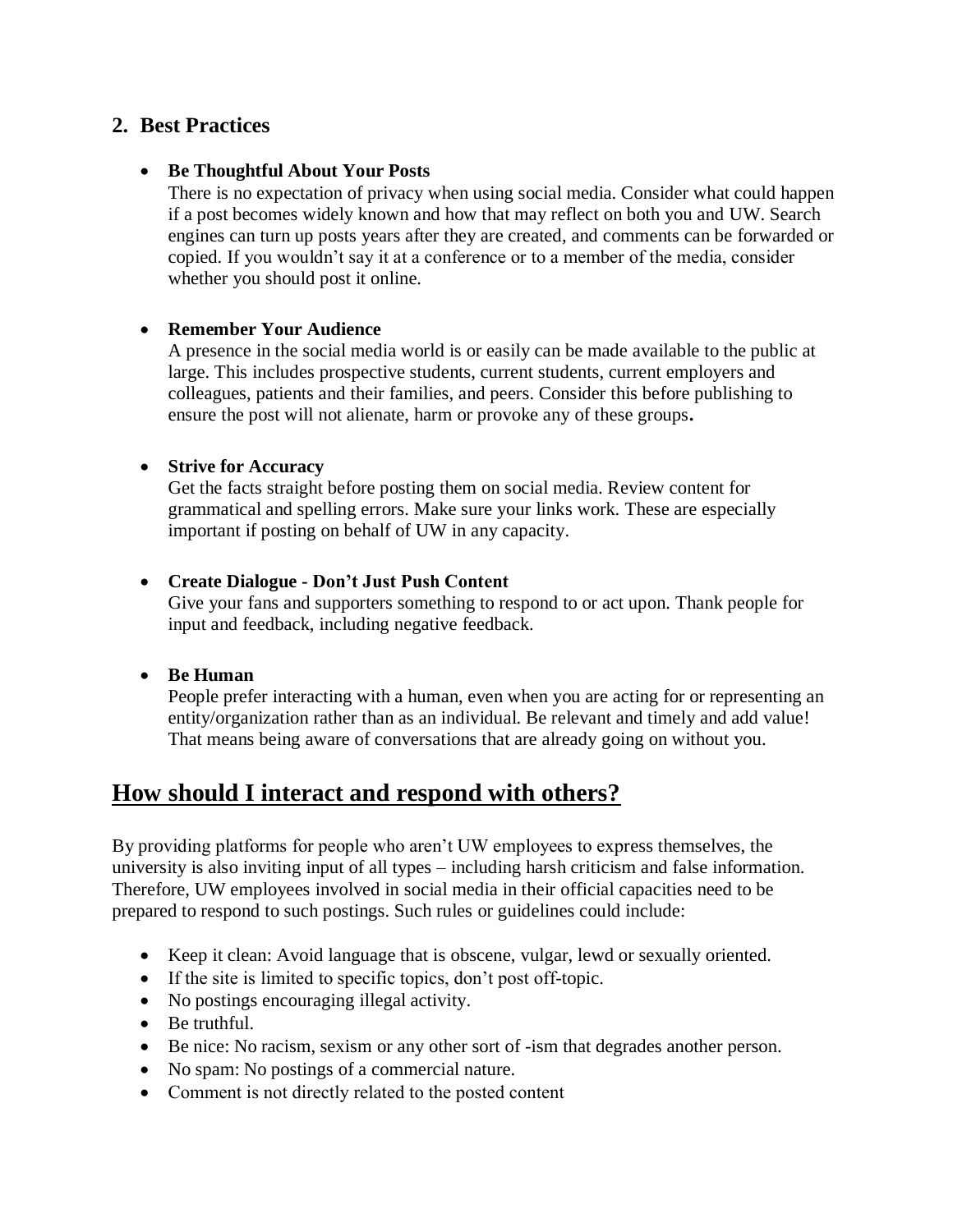## 2. Best Practices

- **Be Thoughtful About Your Posts**
  There is no expectation of privacy when using social media. Consider what could happen if a post becomes widely known and how that may reflect on both you and UW. Search engines can turn up posts years after they are created, and comments can be forwarded or copied. If you wouldn't say it at a conference or to a member of the media, consider whether you should post it online.

- **Remember Your Audience**
  A presence in the social media world is or easily can be made available to the public at large. This includes prospective students, current students, current employers and colleagues, patients and their families, and peers. Consider this before publishing to ensure the post will not alienate, harm or provoke any of these groups**.**

- **Strive for Accuracy**
  Get the facts straight before posting them on social media. Review content for grammatical and spelling errors. Make sure your links work. These are especially important if posting on behalf of UW in any capacity.

- **Create Dialogue - Don't Just Push Content**
  Give your fans and supporters something to respond to or act upon. Thank people for input and feedback, including negative feedback.

- **Be Human**
  People prefer interacting with a human, even when you are acting for or representing an entity/organization rather than as an individual. Be relevant and timely and add value! That means being aware of conversations that are already going on without you.

# How should I interact and respond with others?

By providing platforms for people who aren't UW employees to express themselves, the university is also inviting input of all types – including harsh criticism and false information. Therefore, UW employees involved in social media in their official capacities need to be prepared to respond to such postings. Such rules or guidelines could include:

- Keep it clean: Avoid language that is obscene, vulgar, lewd or sexually oriented.
- If the site is limited to specific topics, don't post off-topic.
- No postings encouraging illegal activity.
- Be truthful.
- Be nice: No racism, sexism or any other sort of -ism that degrades another person.
- No spam: No postings of a commercial nature.
- Comment is not directly related to the posted content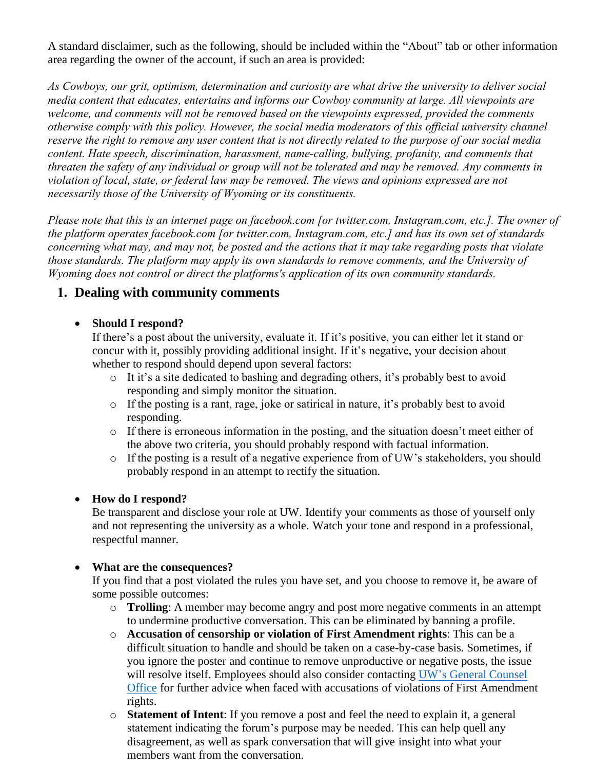A standard disclaimer, such as the following, should be included within the "About" tab or other information area regarding the owner of the account, if such an area is provided:

*As Cowboys, our grit, optimism, determination and curiosity are what drive the university to deliver social media content that educates, entertains and informs our Cowboy community at large. All viewpoints are welcome, and comments will not be removed based on the viewpoints expressed, provided the comments otherwise comply with this policy. However, the social media moderators of this official university channel reserve the right to remove any user content that is not directly related to the purpose of our social media content. Hate speech, discrimination, harassment, name-calling, bullying, profanity, and comments that threaten the safety of any individual or group will not be tolerated and may be removed. Any comments in violation of local, state, or federal law may be removed. The views and opinions expressed are not necessarily those of the University of Wyoming or its constituents.*

*Please note that this is an internet page on facebook.com [or twitter.com, Instagram.com, etc.]. The owner of the platform operates facebook.com [or twitter.com, Instagram.com, etc.] and has its own set of standards concerning what may, and may not, be posted and the actions that it may take regarding posts that violate those standards. The platform may apply its own standards to remove comments, and the University of Wyoming does not control or direct the platforms's application of its own community standards.*

## 1. Dealing with community comments

- **Should I respond?**
  If there's a post about the university, evaluate it. If it's positive, you can either let it stand or concur with it, possibly providing additional insight. If it's negative, your decision about whether to respond should depend upon several factors:
  - It it's a site dedicated to bashing and degrading others, it's probably best to avoid responding and simply monitor the situation.
  - If the posting is a rant, rage, joke or satirical in nature, it's probably best to avoid responding.
  - If there is erroneous information in the posting, and the situation doesn't meet either of the above two criteria, you should probably respond with factual information.
  - If the posting is a result of a negative experience from of UW's stakeholders, you should probably respond in an attempt to rectify the situation.

- **How do I respond?**
  Be transparent and disclose your role at UW. Identify your comments as those of yourself only and not representing the university as a whole. Watch your tone and respond in a professional, respectful manner.

- **What are the consequences?**
  If you find that a post violated the rules you have set, and you choose to remove it, be aware of some possible outcomes:
  - **Trolling**: A member may become angry and post more negative comments in an attempt to undermine productive conversation. This can be eliminated by banning a profile.
  - **Accusation of censorship or violation of First Amendment rights**: This can be a difficult situation to handle and should be taken on a case-by-case basis. Sometimes, if you ignore the poster and continue to remove unproductive or negative posts, the issue will resolve itself. Employees should also consider contacting UW's General Counsel Office for further advice when faced with accusations of violations of First Amendment rights.
  - **Statement of Intent**: If you remove a post and feel the need to explain it, a general statement indicating the forum's purpose may be needed. This can help quell any disagreement, as well as spark conversation that will give insight into what your members want from the conversation.